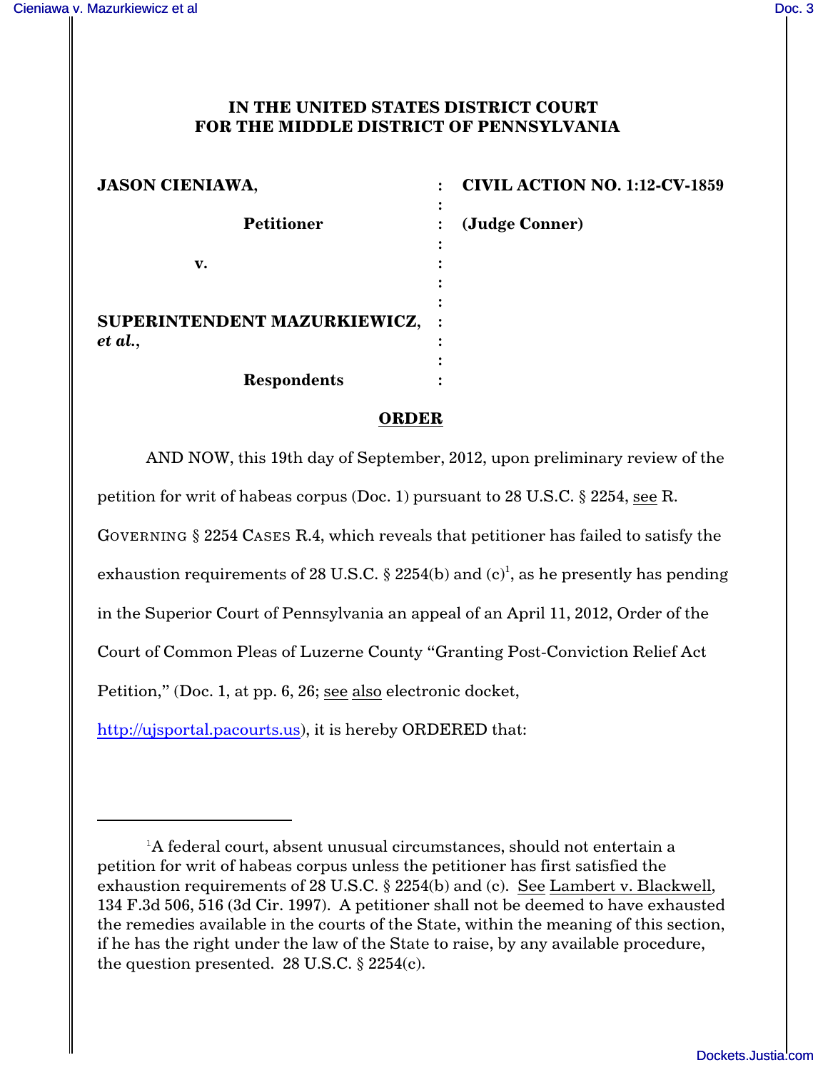**IN THE UNITED STATES DISTRICT COURT
FOR THE MIDDLE DISTRICT OF PENNSYLVANIA**

| | | |
|---|---|---|
| **JASON CIENIAWA,** | : | **CIVIL ACTION NO. 1:12-CV-1859** |
| **Petitioner** | : | **(Judge Conner)** |
| **v.** | : | |
| **SUPERINTENDENT MAZURKIEWICZ, *et al.*,** | : | |
| **Respondents** | : | |

**ORDER**

AND NOW, this 19th day of September, 2012, upon preliminary review of the petition for writ of habeas corpus (Doc. 1) pursuant to 28 U.S.C. § 2254, see R. GOVERNING § 2254 CASES R.4, which reveals that petitioner has failed to satisfy the exhaustion requirements of 28 U.S.C. § 2254(b) and (c)[1], as he presently has pending in the Superior Court of Pennsylvania an appeal of an April 11, 2012, Order of the Court of Common Pleas of Luzerne County "Granting Post-Conviction Relief Act Petition," (Doc. 1, at pp. 6, 26; see also electronic docket, http://ujsportal.pacourts.us), it is hereby ORDERED that:

---

[1]A federal court, absent unusual circumstances, should not entertain a petition for writ of habeas corpus unless the petitioner has first satisfied the exhaustion requirements of 28 U.S.C. § 2254(b) and (c). See Lambert v. Blackwell, 134 F.3d 506, 516 (3d Cir. 1997). A petitioner shall not be deemed to have exhausted the remedies available in the courts of the State, within the meaning of this section, if he has the right under the law of the State to raise, by any available procedure, the question presented. 28 U.S.C. § 2254(c).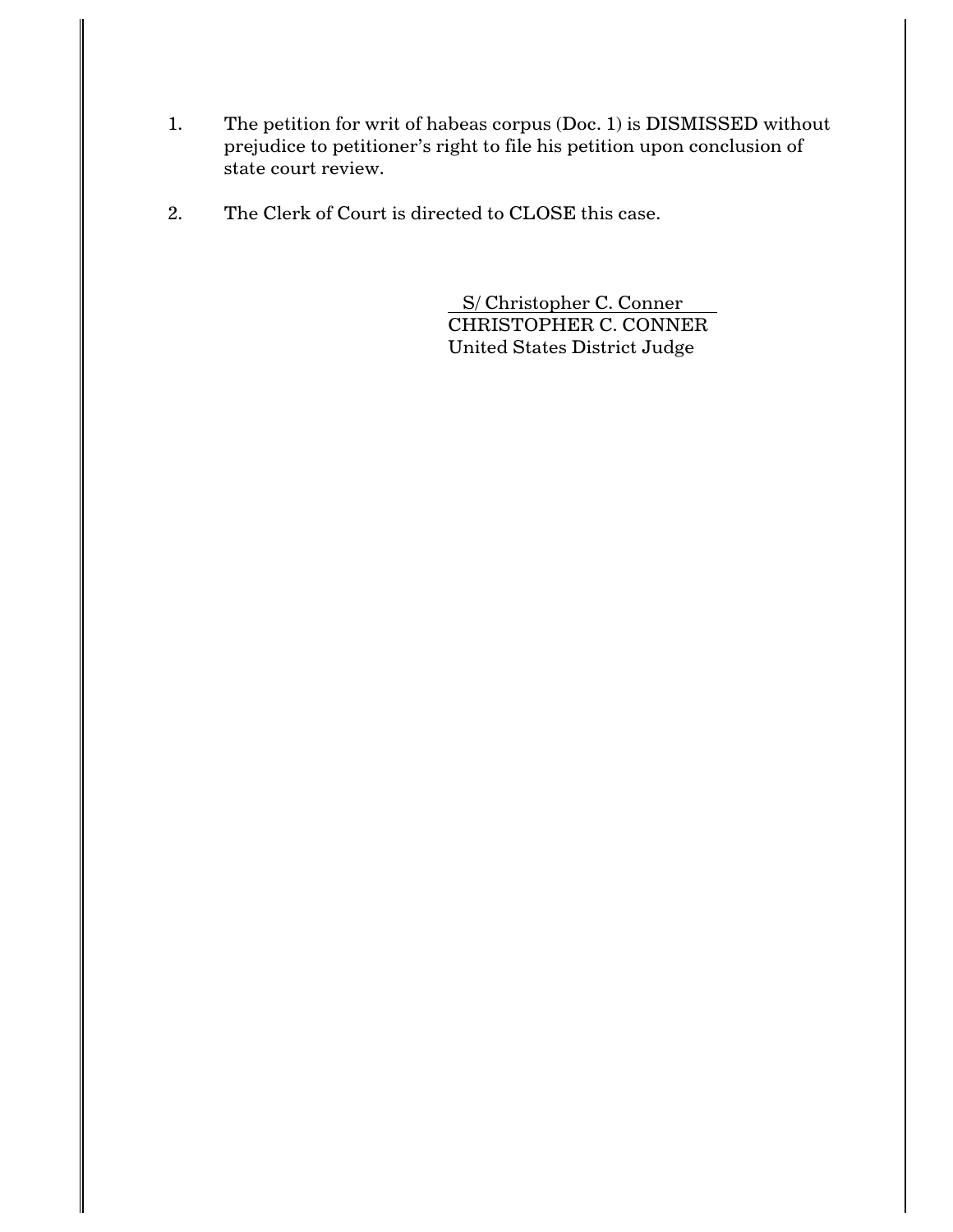1. The petition for writ of habeas corpus (Doc. 1) is DISMISSED without prejudice to petitioner's right to file his petition upon conclusion of state court review.

2. The Clerk of Court is directed to CLOSE this case.

S/ Christopher C. Conner
CHRISTOPHER C. CONNER
United States District Judge